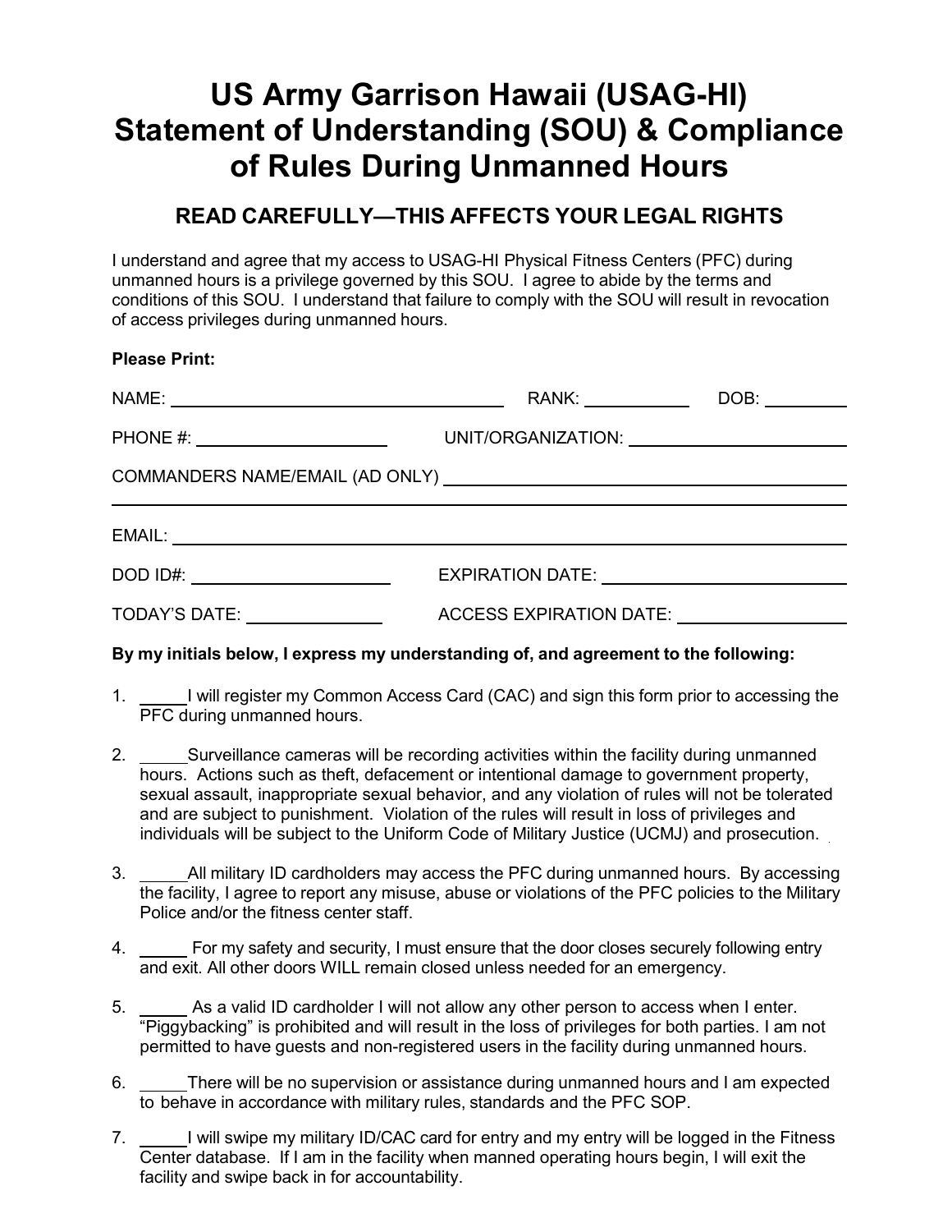# US Army Garrison Hawaii (USAG-HI) Statement of Understanding (SOU) & Compliance of Rules During Unmanned Hours

## READ CAREFULLY—THIS AFFECTS YOUR LEGAL RIGHTS

I understand and agree that my access to USAG-HI Physical Fitness Centers (PFC) during unmanned hours is a privilege governed by this SOU. I agree to abide by the terms and conditions of this SOU. I understand that failure to comply with the SOU will result in revocation of access privileges during unmanned hours.

**Please Print:**

NAME: ______________________________ RANK: __________ DOB: ________

PHONE #: __________________ UNIT/ORGANIZATION: ____________________

COMMANDERS NAME/EMAIL (AD ONLY) ____________________________________

______________________________________________________________________

EMAIL: ________________________________________________________________

DOD ID#: __________________ EXPIRATION DATE: ________________________

TODAY'S DATE: ____________ ACCESS EXPIRATION DATE: ________________

**By my initials below, I express my understanding of, and agreement to the following:**

1. _____I will register my Common Access Card (CAC) and sign this form prior to accessing the PFC during unmanned hours.

2. _____Surveillance cameras will be recording activities within the facility during unmanned hours. Actions such as theft, defacement or intentional damage to government property, sexual assault, inappropriate sexual behavior, and any violation of rules will not be tolerated and are subject to punishment. Violation of the rules will result in loss of privileges and individuals will be subject to the Uniform Code of Military Justice (UCMJ) and prosecution.

3. _____All military ID cardholders may access the PFC during unmanned hours. By accessing the facility, I agree to report any misuse, abuse or violations of the PFC policies to the Military Police and/or the fitness center staff.

4. _____ For my safety and security, I must ensure that the door closes securely following entry and exit. All other doors WILL remain closed unless needed for an emergency.

5. _____ As a valid ID cardholder I will not allow any other person to access when I enter. "Piggybacking" is prohibited and will result in the loss of privileges for both parties. I am not permitted to have guests and non-registered users in the facility during unmanned hours.

6. _____There will be no supervision or assistance during unmanned hours and I am expected to behave in accordance with military rules, standards and the PFC SOP.

7. _____I will swipe my military ID/CAC card for entry and my entry will be logged in the Fitness Center database. If I am in the facility when manned operating hours begin, I will exit the facility and swipe back in for accountability.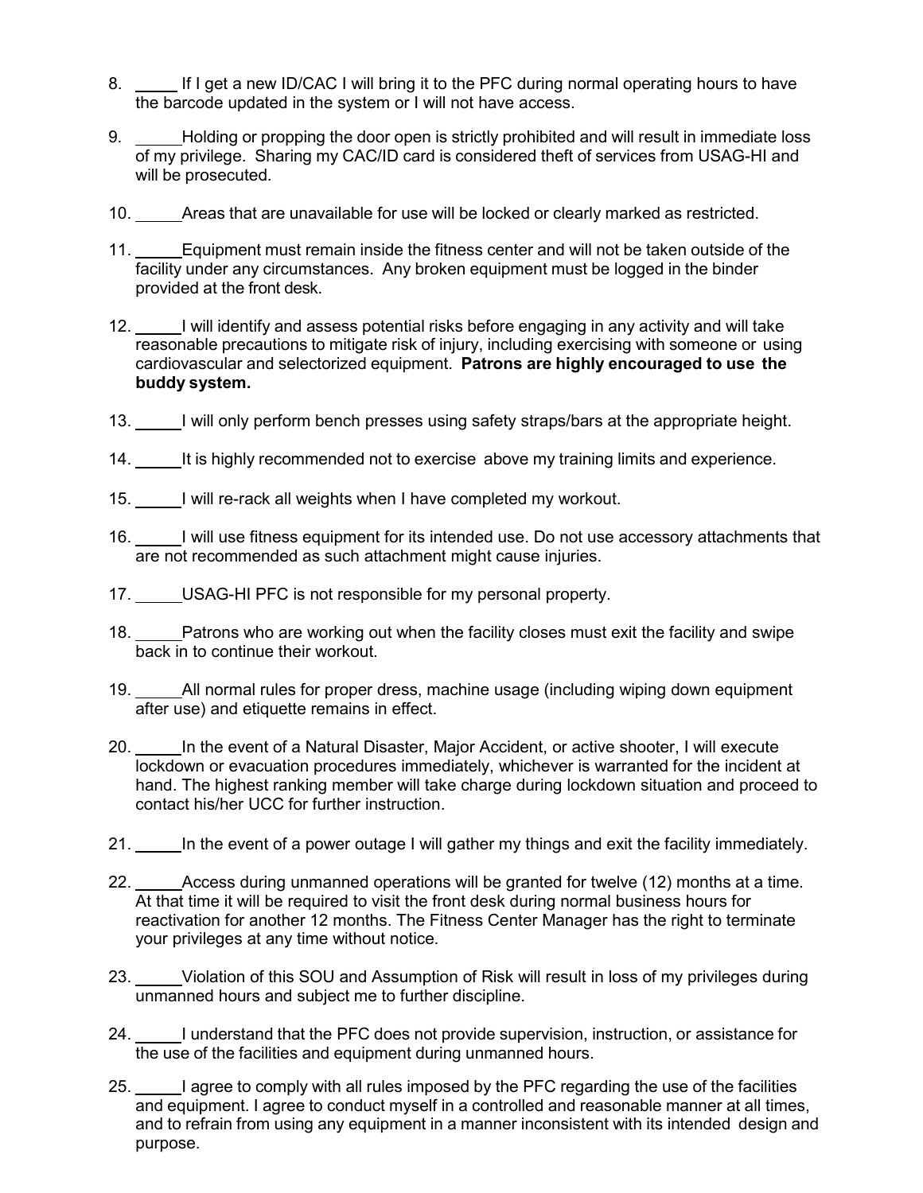8. _____ If I get a new ID/CAC I will bring it to the PFC during normal operating hours to have the barcode updated in the system or I will not have access.

9. _____ Holding or propping the door open is strictly prohibited and will result in immediate loss of my privilege. Sharing my CAC/ID card is considered theft of services from USAG-HI and will be prosecuted.

10. _____ Areas that are unavailable for use will be locked or clearly marked as restricted.

11. _____ Equipment must remain inside the fitness center and will not be taken outside of the facility under any circumstances. Any broken equipment must be logged in the binder provided at the front desk.

12. _____ I will identify and assess potential risks before engaging in any activity and will take reasonable precautions to mitigate risk of injury, including exercising with someone or using cardiovascular and selectorized equipment. **Patrons are highly encouraged to use the buddy system.**

13. _____ I will only perform bench presses using safety straps/bars at the appropriate height.

14. _____ It is highly recommended not to exercise above my training limits and experience.

15. _____ I will re-rack all weights when I have completed my workout.

16. _____ I will use fitness equipment for its intended use. Do not use accessory attachments that are not recommended as such attachment might cause injuries.

17. _____ USAG-HI PFC is not responsible for my personal property.

18. _____ Patrons who are working out when the facility closes must exit the facility and swipe back in to continue their workout.

19. _____ All normal rules for proper dress, machine usage (including wiping down equipment after use) and etiquette remains in effect.

20. _____ In the event of a Natural Disaster, Major Accident, or active shooter, I will execute lockdown or evacuation procedures immediately, whichever is warranted for the incident at hand. The highest ranking member will take charge during lockdown situation and proceed to contact his/her UCC for further instruction.

21. _____ In the event of a power outage I will gather my things and exit the facility immediately.

22. _____ Access during unmanned operations will be granted for twelve (12) months at a time. At that time it will be required to visit the front desk during normal business hours for reactivation for another 12 months. The Fitness Center Manager has the right to terminate your privileges at any time without notice.

23. _____ Violation of this SOU and Assumption of Risk will result in loss of my privileges during unmanned hours and subject me to further discipline.

24. _____ I understand that the PFC does not provide supervision, instruction, or assistance for the use of the facilities and equipment during unmanned hours.

25. _____ I agree to comply with all rules imposed by the PFC regarding the use of the facilities and equipment. I agree to conduct myself in a controlled and reasonable manner at all times, and to refrain from using any equipment in a manner inconsistent with its intended design and purpose.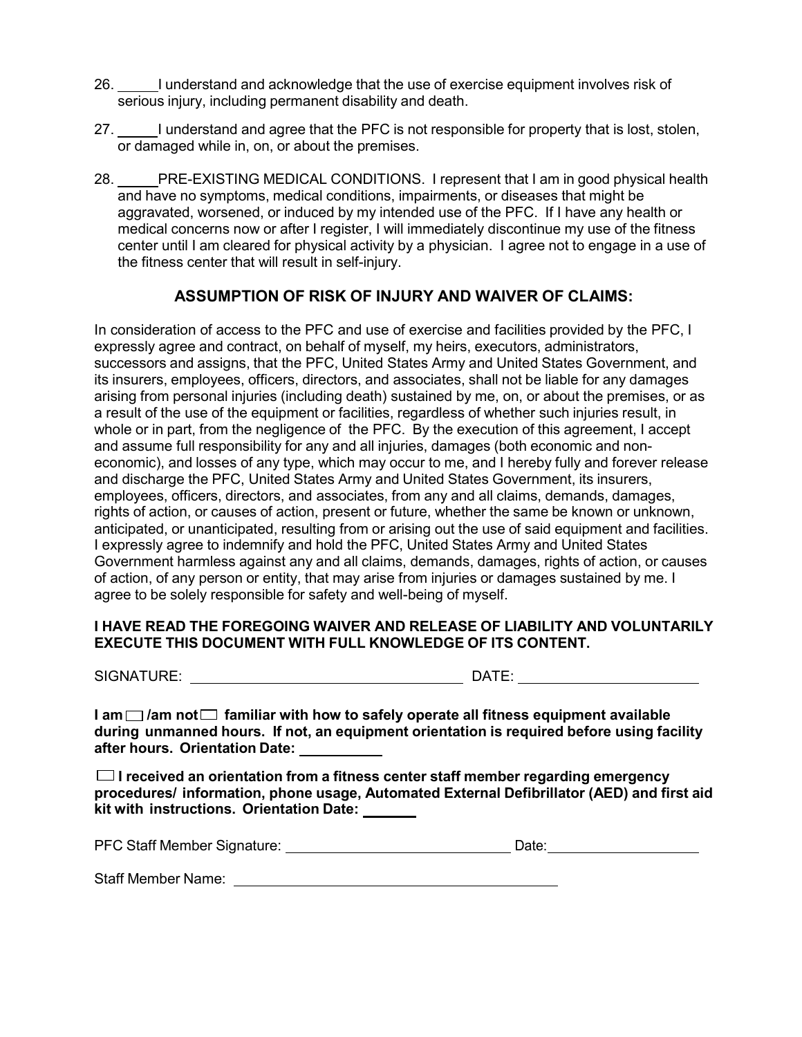26. _____I understand and acknowledge that the use of exercise equipment involves risk of serious injury, including permanent disability and death.

27. _____I understand and agree that the PFC is not responsible for property that is lost, stolen, or damaged while in, on, or about the premises.

28. _____PRE-EXISTING MEDICAL CONDITIONS. I represent that I am in good physical health and have no symptoms, medical conditions, impairments, or diseases that might be aggravated, worsened, or induced by my intended use of the PFC. If I have any health or medical concerns now or after I register, I will immediately discontinue my use of the fitness center until I am cleared for physical activity by a physician. I agree not to engage in a use of the fitness center that will result in self-injury.

## ASSUMPTION OF RISK OF INJURY AND WAIVER OF CLAIMS:

In consideration of access to the PFC and use of exercise and facilities provided by the PFC, I expressly agree and contract, on behalf of myself, my heirs, executors, administrators, successors and assigns, that the PFC, United States Army and United States Government, and its insurers, employees, officers, directors, and associates, shall not be liable for any damages arising from personal injuries (including death) sustained by me, on, or about the premises, or as a result of the use of the equipment or facilities, regardless of whether such injuries result, in whole or in part, from the negligence of the PFC. By the execution of this agreement, I accept and assume full responsibility for any and all injuries, damages (both economic and non-economic), and losses of any type, which may occur to me, and I hereby fully and forever release and discharge the PFC, United States Army and United States Government, its insurers, employees, officers, directors, and associates, from any and all claims, demands, damages, rights of action, or causes of action, present or future, whether the same be known or unknown, anticipated, or unanticipated, resulting from or arising out the use of said equipment and facilities. I expressly agree to indemnify and hold the PFC, United States Army and United States Government harmless against any and all claims, demands, damages, rights of action, or causes of action, of any person or entity, that may arise from injuries or damages sustained by me. I agree to be solely responsible for safety and well-being of myself.

**I HAVE READ THE FOREGOING WAIVER AND RELEASE OF LIABILITY AND VOLUNTARILY EXECUTE THIS DOCUMENT WITH FULL KNOWLEDGE OF ITS CONTENT.**

SIGNATURE: ______________________________ DATE: ____________________

**I am ☐ /am not ☐ familiar with how to safely operate all fitness equipment available during unmanned hours. If not, an equipment orientation is required before using facility after hours. Orientation Date: __________**

**☐ I received an orientation from a fitness center staff member regarding emergency procedures/ information, phone usage, Automated External Defibrillator (AED) and first aid kit with instructions. Orientation Date: _______**

PFC Staff Member Signature: ____________________________ Date: __________________

Staff Member Name: ________________________________________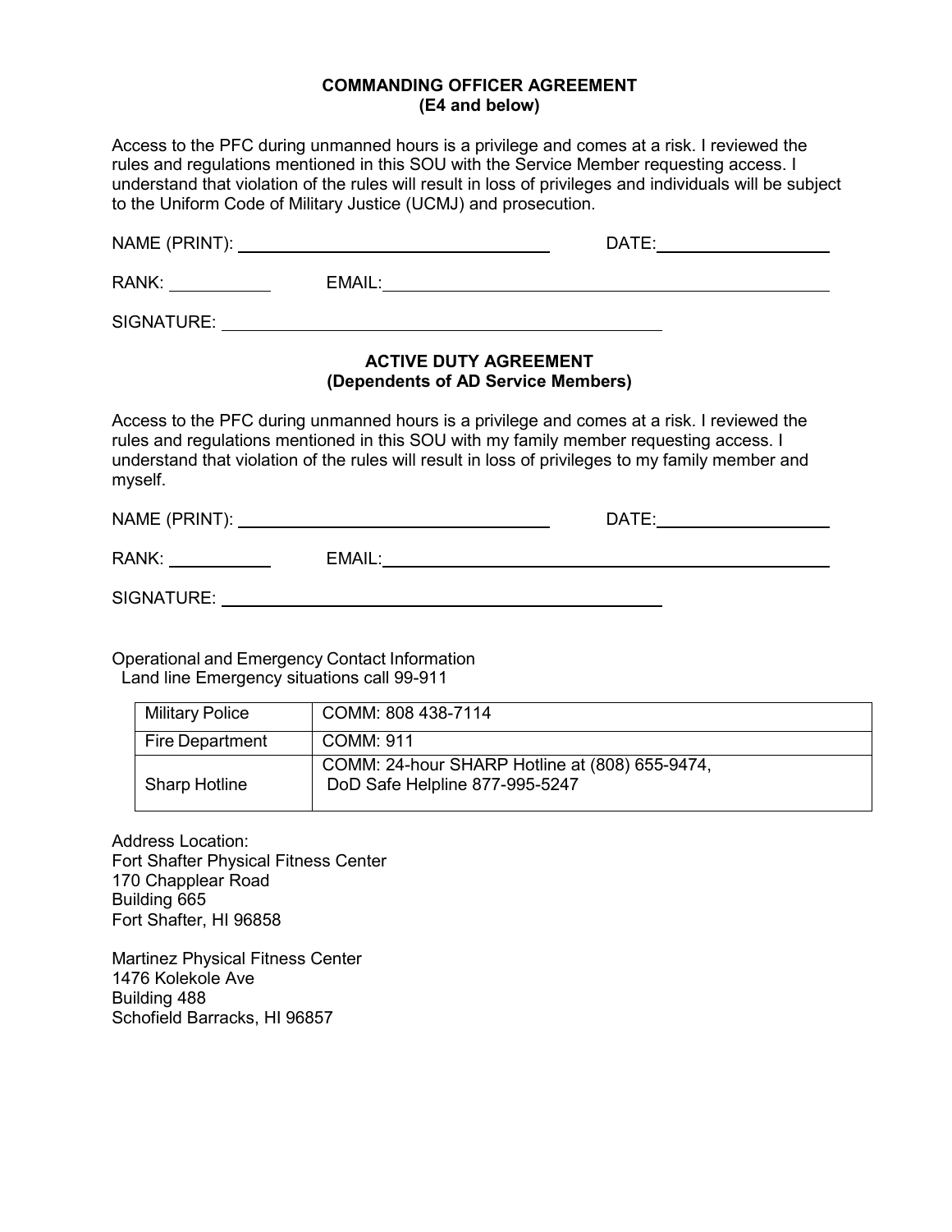## COMMANDING OFFICER AGREEMENT
## (E4 and below)

Access to the PFC during unmanned hours is a privilege and comes at a risk. I reviewed the rules and regulations mentioned in this SOU with the Service Member requesting access. I understand that violation of the rules will result in loss of privileges and individuals will be subject to the Uniform Code of Military Justice (UCMJ) and prosecution.

NAME (PRINT): ______________________________ DATE: ________________

RANK: __________ EMAIL: ________________________________________

SIGNATURE: ______________________________________

## ACTIVE DUTY AGREEMENT
## (Dependents of AD Service Members)

Access to the PFC during unmanned hours is a privilege and comes at a risk. I reviewed the rules and regulations mentioned in this SOU with my family member requesting access. I understand that violation of the rules will result in loss of privileges to my family member and myself.

NAME (PRINT): ______________________________ DATE: ________________

RANK: __________ EMAIL: ________________________________________

SIGNATURE: ______________________________________

Operational and Emergency Contact Information
Land line Emergency situations call 99-911

| | |
|---|---|
| Military Police | COMM: 808 438-7114 |
| Fire Department | COMM: 911 |
| Sharp Hotline | COMM: 24-hour SHARP Hotline at (808) 655-9474, DoD Safe Helpline 877-995-5247 |

Address Location:
Fort Shafter Physical Fitness Center
170 Chapplear Road
Building 665
Fort Shafter, HI 96858

Martinez Physical Fitness Center
1476 Kolekole Ave
Building 488
Schofield Barracks, HI 96857